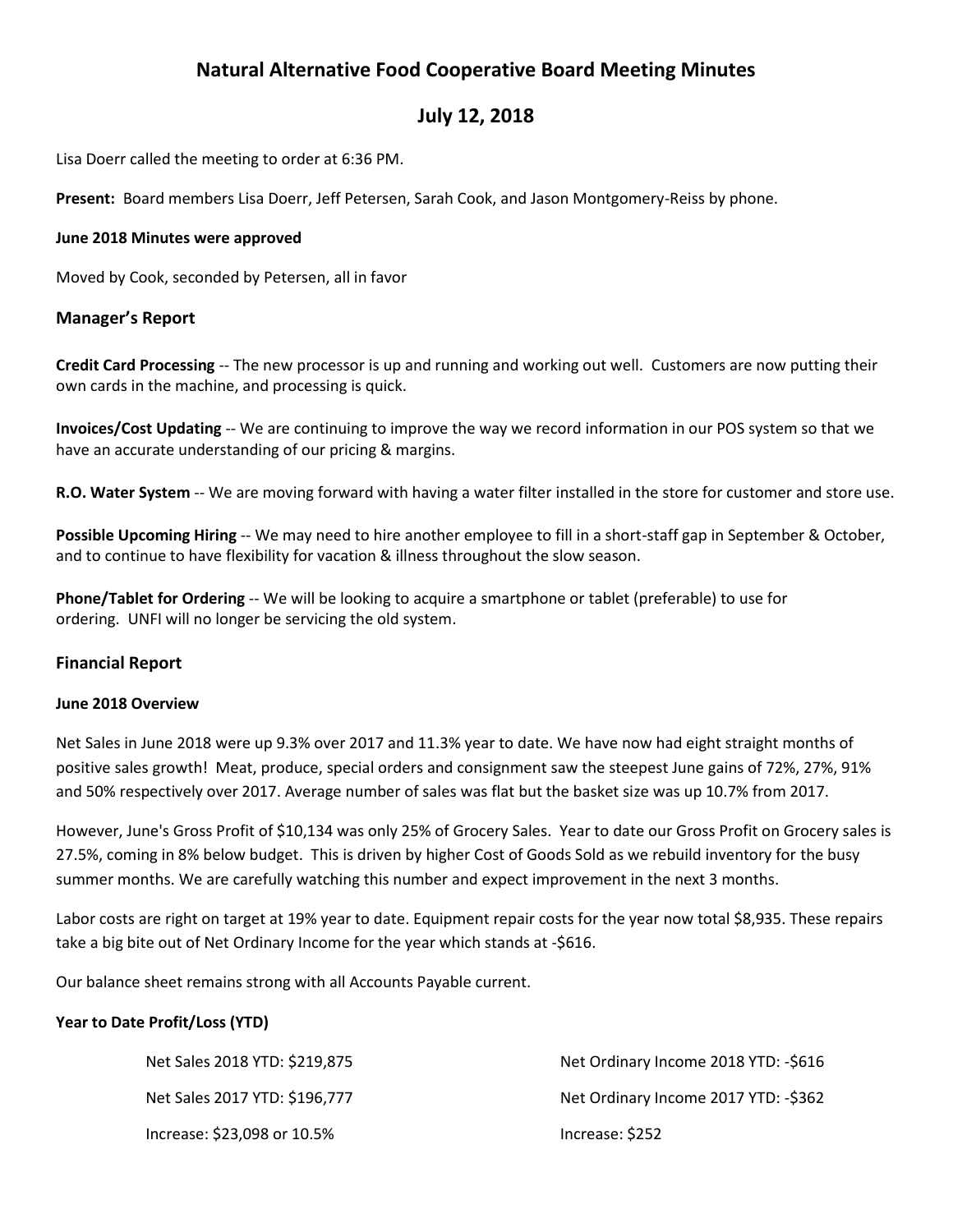# Natural Alternative Food Cooperative Board Meeting Minutes

## July 12, 2018

Lisa Doerr called the meeting to order at 6:36 PM.

**Present:** Board members Lisa Doerr, Jeff Petersen, Sarah Cook, and Jason Montgomery-Reiss by phone.

**June 2018 Minutes were approved**

Moved by Cook, seconded by Petersen, all in favor

### Manager's Report

**Credit Card Processing** -- The new processor is up and running and working out well. Customers are now putting their own cards in the machine, and processing is quick.

**Invoices/Cost Updating** -- We are continuing to improve the way we record information in our POS system so that we have an accurate understanding of our pricing & margins.

**R.O. Water System** -- We are moving forward with having a water filter installed in the store for customer and store use.

**Possible Upcoming Hiring** -- We may need to hire another employee to fill in a short-staff gap in September & October, and to continue to have flexibility for vacation & illness throughout the slow season.

**Phone/Tablet for Ordering** -- We will be looking to acquire a smartphone or tablet (preferable) to use for ordering. UNFI will no longer be servicing the old system.

### Financial Report

**June 2018 Overview**

Net Sales in June 2018 were up 9.3% over 2017 and 11.3% year to date. We have now had eight straight months of positive sales growth! Meat, produce, special orders and consignment saw the steepest June gains of 72%, 27%, 91% and 50% respectively over 2017. Average number of sales was flat but the basket size was up 10.7% from 2017.

However, June's Gross Profit of $10,134 was only 25% of Grocery Sales. Year to date our Gross Profit on Grocery sales is 27.5%, coming in 8% below budget. This is driven by higher Cost of Goods Sold as we rebuild inventory for the busy summer months. We are carefully watching this number and expect improvement in the next 3 months.

Labor costs are right on target at 19% year to date. Equipment repair costs for the year now total $8,935. These repairs take a big bite out of Net Ordinary Income for the year which stands at -$616.

Our balance sheet remains strong with all Accounts Payable current.

**Year to Date Profit/Loss (YTD)**

| | |
|---|---|
| Net Sales 2018 YTD: $219,875 | Net Ordinary Income 2018 YTD: -$616 |
| Net Sales 2017 YTD: $196,777 | Net Ordinary Income 2017 YTD: -$362 |
| Increase: $23,098 or 10.5% | Increase: $252 |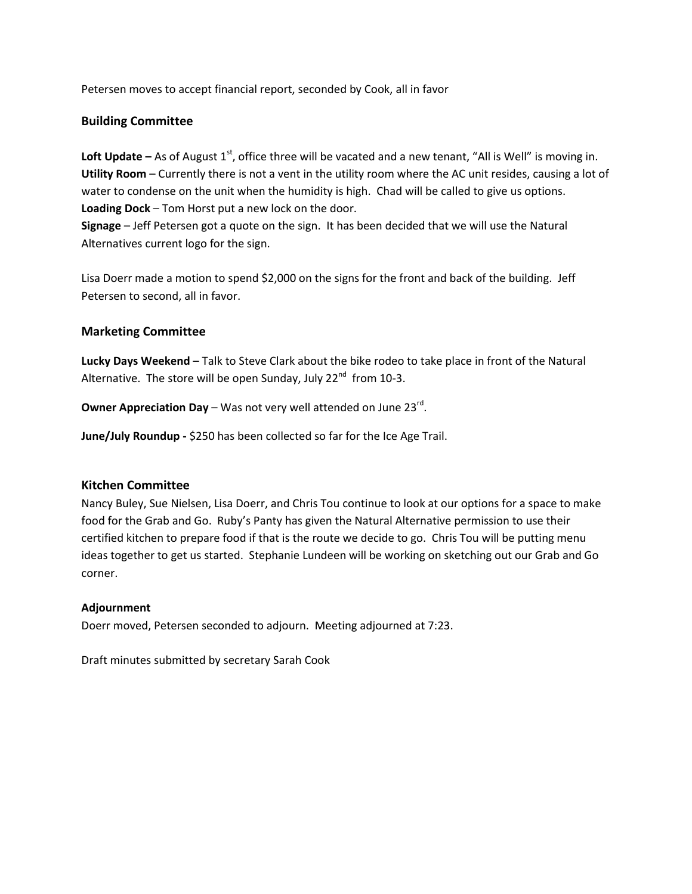Petersen moves to accept financial report, seconded by Cook, all in favor

## Building Committee

**Loft Update –** As of August 1st, office three will be vacated and a new tenant, "All is Well" is moving in.
**Utility Room** – Currently there is not a vent in the utility room where the AC unit resides, causing a lot of water to condense on the unit when the humidity is high. Chad will be called to give us options.
**Loading Dock** – Tom Horst put a new lock on the door.
**Signage** – Jeff Petersen got a quote on the sign. It has been decided that we will use the Natural Alternatives current logo for the sign.

Lisa Doerr made a motion to spend $2,000 on the signs for the front and back of the building. Jeff Petersen to second, all in favor.

## Marketing Committee

**Lucky Days Weekend** – Talk to Steve Clark about the bike rodeo to take place in front of the Natural Alternative. The store will be open Sunday, July 22nd from 10-3.

**Owner Appreciation Day** – Was not very well attended on June 23rd.

**June/July Roundup -** $250 has been collected so far for the Ice Age Trail.

## Kitchen Committee

Nancy Buley, Sue Nielsen, Lisa Doerr, and Chris Tou continue to look at our options for a space to make food for the Grab and Go. Ruby's Panty has given the Natural Alternative permission to use their certified kitchen to prepare food if that is the route we decide to go. Chris Tou will be putting menu ideas together to get us started. Stephanie Lundeen will be working on sketching out our Grab and Go corner.

**Adjournment**
Doerr moved, Petersen seconded to adjourn. Meeting adjourned at 7:23.

Draft minutes submitted by secretary Sarah Cook